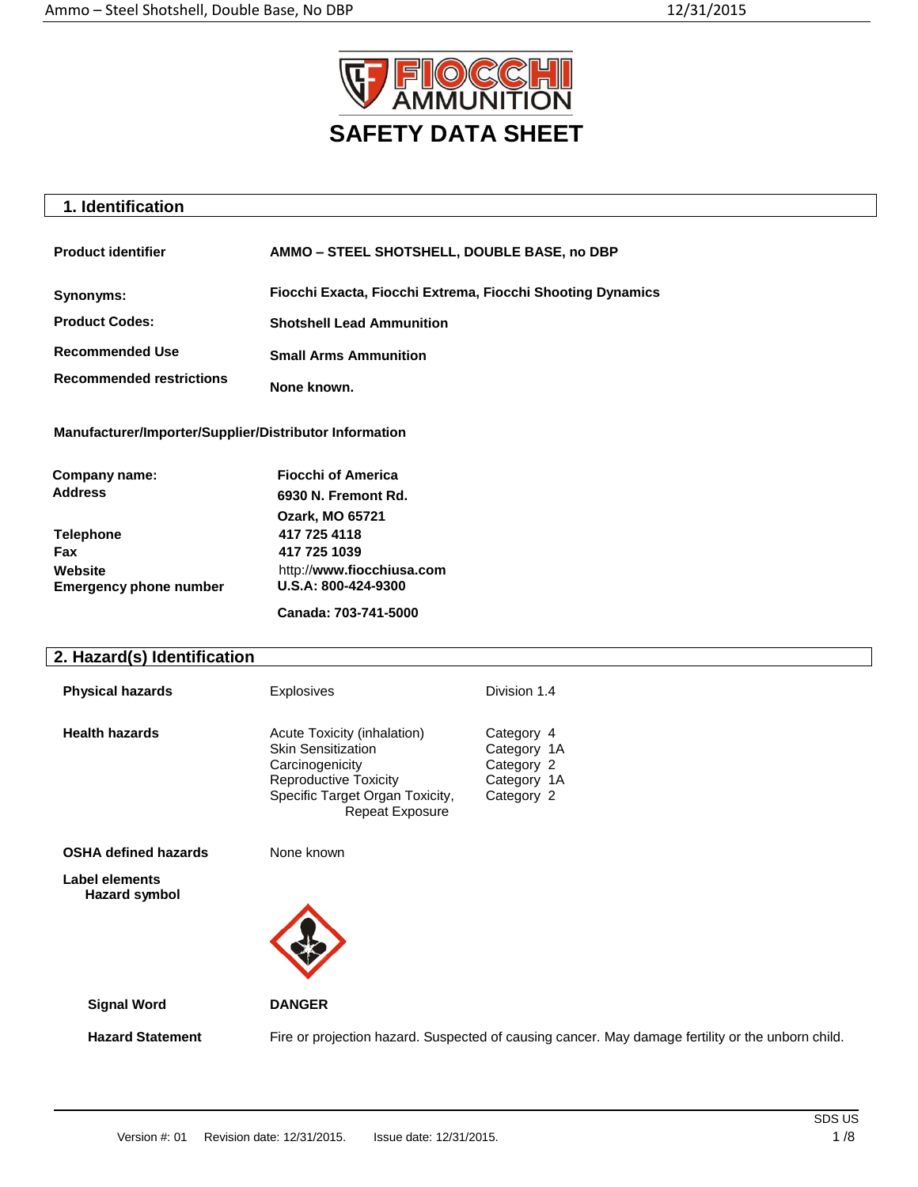# SAFETY DATA SHEET

## 1. Identification

| | |
|---|---|
| **Product identifier** | **AMMO – STEEL SHOTSHELL, DOUBLE BASE, no DBP** |
| **Synonyms:** | **Fiocchi Exacta, Fiocchi Extrema, Fiocchi Shooting Dynamics** |
| **Product Codes:** | **Shotshell Lead Ammunition** |
| **Recommended Use** | **Small Arms Ammunition** |
| **Recommended restrictions** | **None known.** |

**Manufacturer/Importer/Supplier/Distributor Information**

| | |
|---|---|
| **Company name:** | **Fiocchi of America** |
| **Address** | **6930 N. Fremont Rd.**<br>**Ozark, MO 65721** |
| **Telephone** | **417 725 4118** |
| **Fax** | **417 725 1039** |
| **Website** | http://**www.fiocchiusa.com** |
| **Emergency phone number** | **U.S.A: 800-424-9300**<br>**Canada: 703-741-5000** |

## 2. Hazard(s) Identification

| | | |
|---|---|---|
| **Physical hazards** | Explosives | Division 1.4 |
| **Health hazards** | Acute Toxicity (inhalation) | Category 4 |
| | Skin Sensitization | Category 1A |
| | Carcinogenicity | Category 2 |
| | Reproductive Toxicity | Category 1A |
| | Specific Target Organ Toxicity, Repeat Exposure | Category 2 |
| **OSHA defined hazards** | None known | |

**Label elements**

**Hazard symbol**

**Signal Word** **DANGER**

**Hazard Statement** Fire or projection hazard. Suspected of causing cancer. May damage fertility or the unborn child.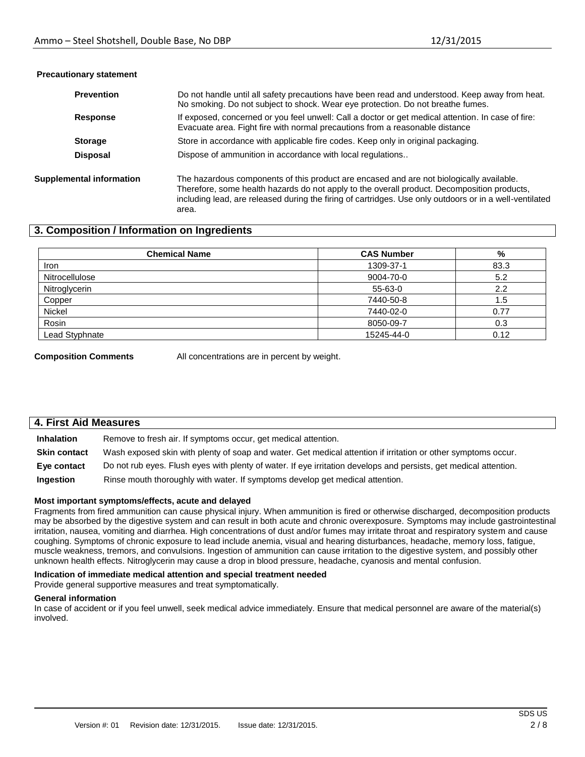**Precautionary statement**

| | |
|---|---|
| **Prevention** | Do not handle until all safety precautions have been read and understood. Keep away from heat. No smoking. Do not subject to shock. Wear eye protection. Do not breathe fumes. |
| **Response** | If exposed, concerned or you feel unwell: Call a doctor or get medical attention. In case of fire: Evacuate area. Fight fire with normal precautions from a reasonable distance |
| **Storage** | Store in accordance with applicable fire codes. Keep only in original packaging. |
| **Disposal** | Dispose of ammunition in accordance with local regulations.. |

**Supplemental information** The hazardous components of this product are encased and are not biologically available. Therefore, some health hazards do not apply to the overall product. Decomposition products, including lead, are released during the firing of cartridges. Use only outdoors or in a well-ventilated area.

## 3. Composition / Information on Ingredients

| Chemical Name | CAS Number | % |
|---|---|---|
| Iron | 1309-37-1 | 83.3 |
| Nitrocellulose | 9004-70-0 | 5.2 |
| Nitroglycerin | 55-63-0 | 2.2 |
| Copper | 7440-50-8 | 1.5 |
| Nickel | 7440-02-0 | 0.77 |
| Rosin | 8050-09-7 | 0.3 |
| Lead Styphnate | 15245-44-0 | 0.12 |

**Composition Comments** All concentrations are in percent by weight.

## 4. First Aid Measures

| | |
|---|---|
| **Inhalation** | Remove to fresh air. If symptoms occur, get medical attention. |
| **Skin contact** | Wash exposed skin with plenty of soap and water. Get medical attention if irritation or other symptoms occur. |
| **Eye contact** | Do not rub eyes. Flush eyes with plenty of water. If eye irritation develops and persists, get medical attention. |
| **Ingestion** | Rinse mouth thoroughly with water. If symptoms develop get medical attention. |

**Most important symptoms/effects, acute and delayed**

Fragments from fired ammunition can cause physical injury. When ammunition is fired or otherwise discharged, decomposition products may be absorbed by the digestive system and can result in both acute and chronic overexposure. Symptoms may include gastrointestinal irritation, nausea, vomiting and diarrhea. High concentrations of dust and/or fumes may irritate throat and respiratory system and cause coughing. Symptoms of chronic exposure to lead include anemia, visual and hearing disturbances, headache, memory loss, fatigue, muscle weakness, tremors, and convulsions. Ingestion of ammunition can cause irritation to the digestive system, and possibly other unknown health effects. Nitroglycerin may cause a drop in blood pressure, headache, cyanosis and mental confusion.

**Indication of immediate medical attention and special treatment needed**

Provide general supportive measures and treat symptomatically.

**General information**

In case of accident or if you feel unwell, seek medical advice immediately. Ensure that medical personnel are aware of the material(s) involved.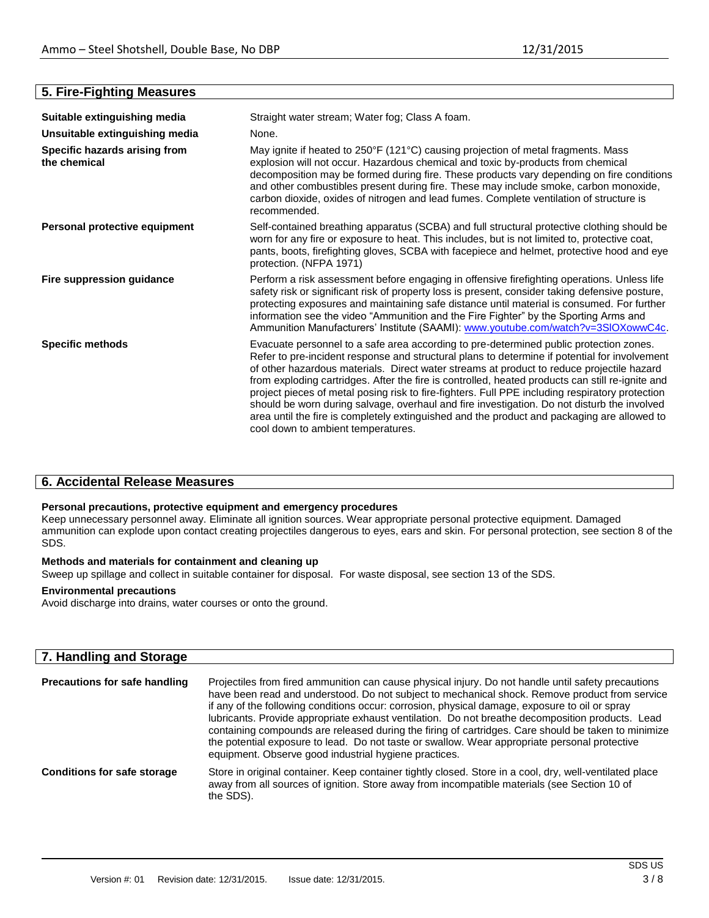## 5. Fire-Fighting Measures

**Suitable extinguishing media**

Straight water stream; Water fog; Class A foam.

**Unsuitable extinguishing media**

None.

**Specific hazards arising from the chemical**

May ignite if heated to 250°F (121°C) causing projection of metal fragments. Mass explosion will not occur. Hazardous chemical and toxic by-products from chemical decomposition may be formed during fire. These products vary depending on fire conditions and other combustibles present during fire. These may include smoke, carbon monoxide, carbon dioxide, oxides of nitrogen and lead fumes. Complete ventilation of structure is recommended.

**Personal protective equipment**

Self-contained breathing apparatus (SCBA) and full structural protective clothing should be worn for any fire or exposure to heat. This includes, but is not limited to, protective coat, pants, boots, firefighting gloves, SCBA with facepiece and helmet, protective hood and eye protection. (NFPA 1971)

**Fire suppression guidance**

Perform a risk assessment before engaging in offensive firefighting operations. Unless life safety risk or significant risk of property loss is present, consider taking defensive posture, protecting exposures and maintaining safe distance until material is consumed. For further information see the video "Ammunition and the Fire Fighter" by the Sporting Arms and Ammunition Manufacturers' Institute (SAAMI): www.youtube.com/watch?v=3SlOXowwC4c.

**Specific methods**

Evacuate personnel to a safe area according to pre-determined public protection zones. Refer to pre-incident response and structural plans to determine if potential for involvement of other hazardous materials. Direct water streams at product to reduce projectile hazard from exploding cartridges. After the fire is controlled, heated products can still re-ignite and project pieces of metal posing risk to fire-fighters. Full PPE including respiratory protection should be worn during salvage, overhaul and fire investigation. Do not disturb the involved area until the fire is completely extinguished and the product and packaging are allowed to cool down to ambient temperatures.

## 6. Accidental Release Measures

**Personal precautions, protective equipment and emergency procedures**

Keep unnecessary personnel away. Eliminate all ignition sources. Wear appropriate personal protective equipment. Damaged ammunition can explode upon contact creating projectiles dangerous to eyes, ears and skin. For personal protection, see section 8 of the SDS.

**Methods and materials for containment and cleaning up**

Sweep up spillage and collect in suitable container for disposal. For waste disposal, see section 13 of the SDS.

**Environmental precautions**

Avoid discharge into drains, water courses or onto the ground.

## 7. Handling and Storage

**Precautions for safe handling**

Projectiles from fired ammunition can cause physical injury. Do not handle until safety precautions have been read and understood. Do not subject to mechanical shock. Remove product from service if any of the following conditions occur: corrosion, physical damage, exposure to oil or spray lubricants. Provide appropriate exhaust ventilation. Do not breathe decomposition products. Lead containing compounds are released during the firing of cartridges. Care should be taken to minimize the potential exposure to lead. Do not taste or swallow. Wear appropriate personal protective equipment. Observe good industrial hygiene practices.

**Conditions for safe storage**

Store in original container. Keep container tightly closed. Store in a cool, dry, well-ventilated place away from all sources of ignition. Store away from incompatible materials (see Section 10 of the SDS).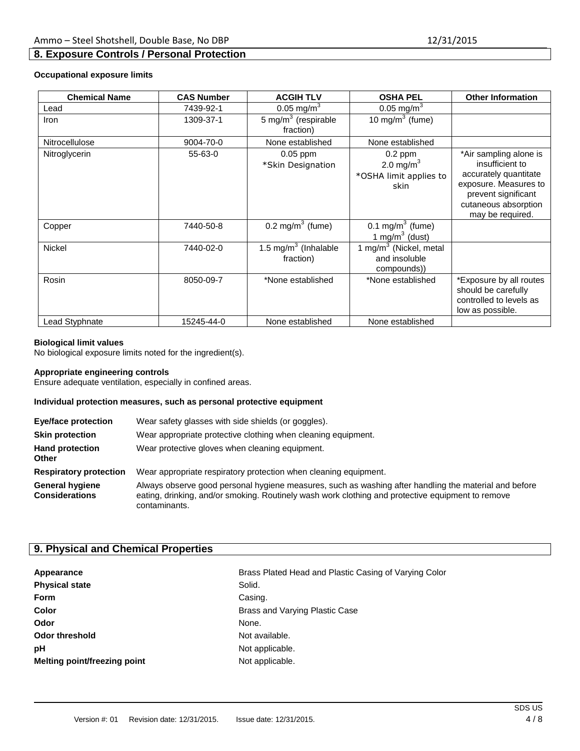## 8. Exposure Controls / Personal Protection

**Occupational exposure limits**

| Chemical Name | CAS Number | ACGIH TLV | OSHA PEL | Other Information |
|---|---|---|---|---|
| Lead | 7439-92-1 | 0.05 $mg/m^3$ | 0.05 $mg/m^3$ | |
| Iron | 1309-37-1 | 5 $mg/m^3$ (respirable fraction) | 10 $mg/m^3$ (fume) | |
| Nitrocellulose | 9004-70-0 | None established | None established | |
| Nitroglycerin | 55-63-0 | 0.05 ppm *Skin Designation | 0.2 ppm 2.0 $mg/m^3$ *OSHA limit applies to skin | *Air sampling alone is insufficient to accurately quantitate exposure. Measures to prevent significant cutaneous absorption may be required. |
| Copper | 7440-50-8 | 0.2 $mg/m^3$ (fume) | 0.1 $mg/m^3$ (fume) 1 $mg/m^3$ (dust) | |
| Nickel | 7440-02-0 | 1.5 $mg/m^3$ (Inhalable fraction) | 1 $mg/m^3$ (Nickel, metal and insoluble compounds)) | |
| Rosin | 8050-09-7 | *None established | *None established | *Exposure by all routes should be carefully controlled to levels as low as possible. |
| Lead Styphnate | 15245-44-0 | None established | None established | |

**Biological limit values**

No biological exposure limits noted for the ingredient(s).

**Appropriate engineering controls**

Ensure adequate ventilation, especially in confined areas.

**Individual protection measures, such as personal protective equipment**

**Eye/face protection** Wear safety glasses with side shields (or goggles).

**Skin protection** Wear appropriate protective clothing when cleaning equipment.

**Hand protection Other** Wear protective gloves when cleaning equipment.

**Respiratory protection** Wear appropriate respiratory protection when cleaning equipment.

**General hygiene Considerations** Always observe good personal hygiene measures, such as washing after handling the material and before eating, drinking, and/or smoking. Routinely wash work clothing and protective equipment to remove contaminants.

## 9. Physical and Chemical Properties

**Appearance** Brass Plated Head and Plastic Casing of Varying Color

**Physical state** Solid.

**Form** Casing.

**Color** Brass and Varying Plastic Case

**Odor** None.

**Odor threshold** Not available.

**pH** Not applicable.

**Melting point/freezing point** Not applicable.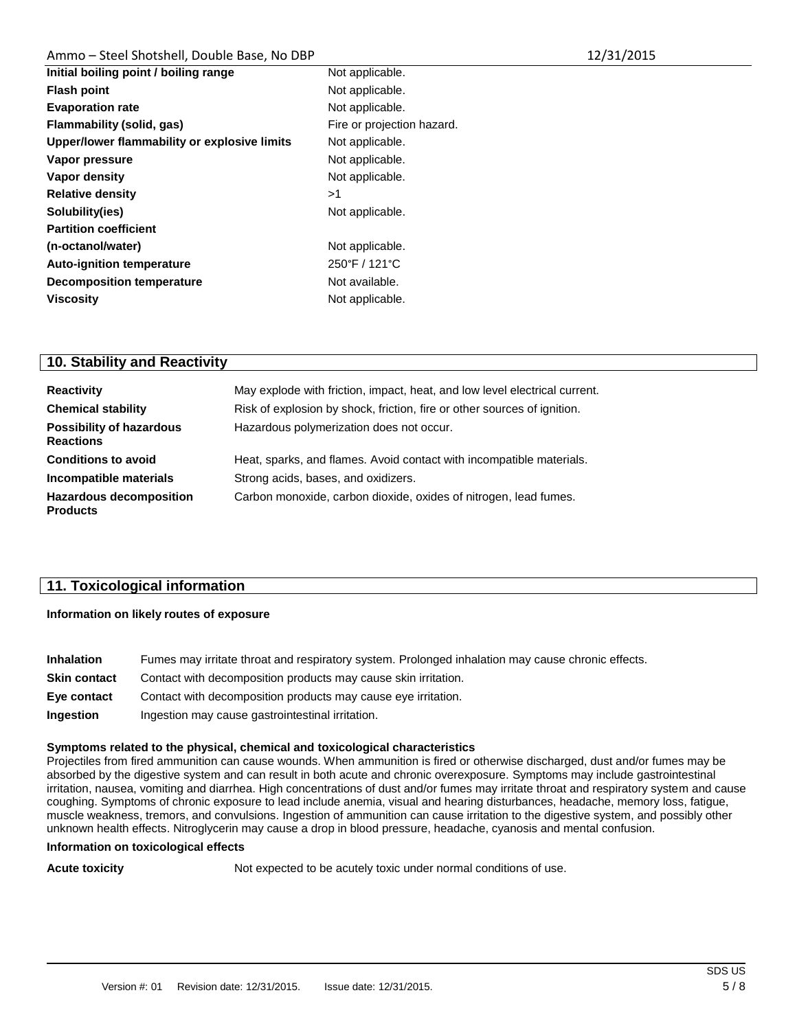| | |
|---|---|
| **Initial boiling point / boiling range** | Not applicable. |
| **Flash point** | Not applicable. |
| **Evaporation rate** | Not applicable. |
| **Flammability (solid, gas)** | Fire or projection hazard. |
| **Upper/lower flammability or explosive limits** | Not applicable. |
| **Vapor pressure** | Not applicable. |
| **Vapor density** | Not applicable. |
| **Relative density** | >1 |
| **Solubility(ies)** | Not applicable. |
| **Partition coefficient (n-octanol/water)** | Not applicable. |
| **Auto-ignition temperature** | 250°F / 121°C |
| **Decomposition temperature** | Not available. |
| **Viscosity** | Not applicable. |

## 10. Stability and Reactivity

| | |
|---|---|
| **Reactivity** | May explode with friction, impact, heat, and low level electrical current. |
| **Chemical stability** | Risk of explosion by shock, friction, fire or other sources of ignition. |
| **Possibility of hazardous Reactions** | Hazardous polymerization does not occur. |
| **Conditions to avoid** | Heat, sparks, and flames. Avoid contact with incompatible materials. |
| **Incompatible materials** | Strong acids, bases, and oxidizers. |
| **Hazardous decomposition Products** | Carbon monoxide, carbon dioxide, oxides of nitrogen, lead fumes. |

## 11. Toxicological information

**Information on likely routes of exposure**

| | |
|---|---|
| **Inhalation** | Fumes may irritate throat and respiratory system. Prolonged inhalation may cause chronic effects. |
| **Skin contact** | Contact with decomposition products may cause skin irritation. |
| **Eye contact** | Contact with decomposition products may cause eye irritation. |
| **Ingestion** | Ingestion may cause gastrointestinal irritation. |

**Symptoms related to the physical, chemical and toxicological characteristics**

Projectiles from fired ammunition can cause wounds. When ammunition is fired or otherwise discharged, dust and/or fumes may be absorbed by the digestive system and can result in both acute and chronic overexposure. Symptoms may include gastrointestinal irritation, nausea, vomiting and diarrhea. High concentrations of dust and/or fumes may irritate throat and respiratory system and cause coughing. Symptoms of chronic exposure to lead include anemia, visual and hearing disturbances, headache, memory loss, fatigue, muscle weakness, tremors, and convulsions. Ingestion of ammunition can cause irritation to the digestive system, and possibly other unknown health effects. Nitroglycerin may cause a drop in blood pressure, headache, cyanosis and mental confusion.

**Information on toxicological effects**

| | |
|---|---|
| **Acute toxicity** | Not expected to be acutely toxic under normal conditions of use. |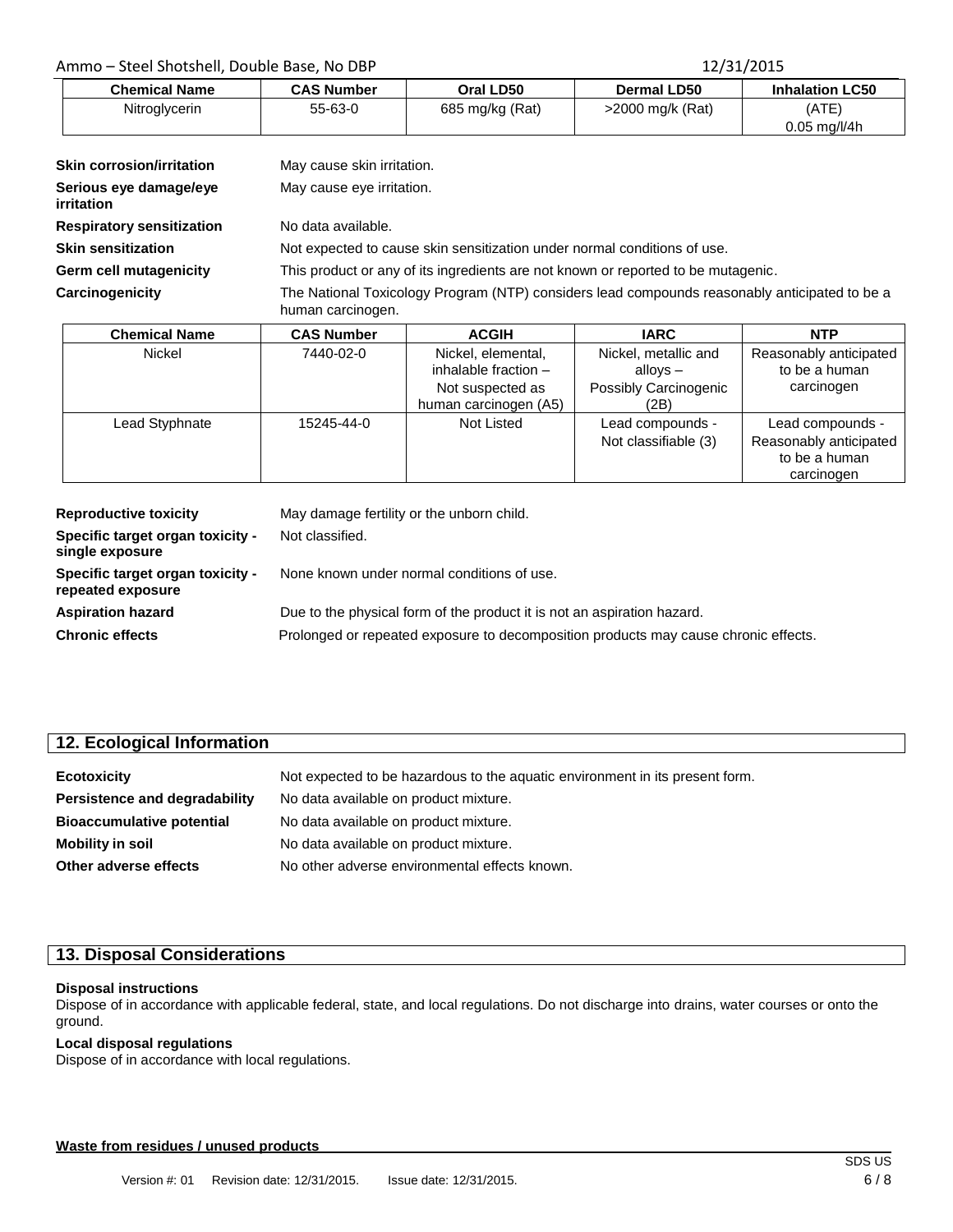| Chemical Name | CAS Number | Oral LD50 | Dermal LD50 | Inhalation LC50 |
|---|---|---|---|---|
| Nitroglycerin | 55-63-0 | 685 mg/kg (Rat) | >2000 mg/k (Rat) | (ATE) 0.05 mg/l/4h |

**Skin corrosion/irritation** May cause skin irritation.

**Serious eye damage/eye irritation** May cause eye irritation.

**Respiratory sensitization** No data available.

**Skin sensitization** Not expected to cause skin sensitization under normal conditions of use.

**Germ cell mutagenicity** This product or any of its ingredients are not known or reported to be mutagenic.

**Carcinogenicity** The National Toxicology Program (NTP) considers lead compounds reasonably anticipated to be a human carcinogen.

| Chemical Name | CAS Number | ACGIH | IARC | NTP |
|---|---|---|---|---|
| Nickel | 7440-02-0 | Nickel, elemental, inhalable fraction – Not suspected as human carcinogen (A5) | Nickel, metallic and alloys – Possibly Carcinogenic (2B) | Reasonably anticipated to be a human carcinogen |
| Lead Styphnate | 15245-44-0 | Not Listed | Lead compounds - Not classifiable (3) | Lead compounds - Reasonably anticipated to be a human carcinogen |

**Reproductive toxicity** May damage fertility or the unborn child.

**Specific target organ toxicity - single exposure** Not classified.

**Specific target organ toxicity - repeated exposure** None known under normal conditions of use.

**Aspiration hazard** Due to the physical form of the product it is not an aspiration hazard.

**Chronic effects** Prolonged or repeated exposure to decomposition products may cause chronic effects.

## 12. Ecological Information

**Ecotoxicity** Not expected to be hazardous to the aquatic environment in its present form.

**Persistence and degradability** No data available on product mixture.

**Bioaccumulative potential** No data available on product mixture.

**Mobility in soil** No data available on product mixture.

**Other adverse effects** No other adverse environmental effects known.

## 13. Disposal Considerations

**Disposal instructions**

Dispose of in accordance with applicable federal, state, and local regulations. Do not discharge into drains, water courses or onto the ground.

**Local disposal regulations**

Dispose of in accordance with local regulations.

**Waste from residues / unused products**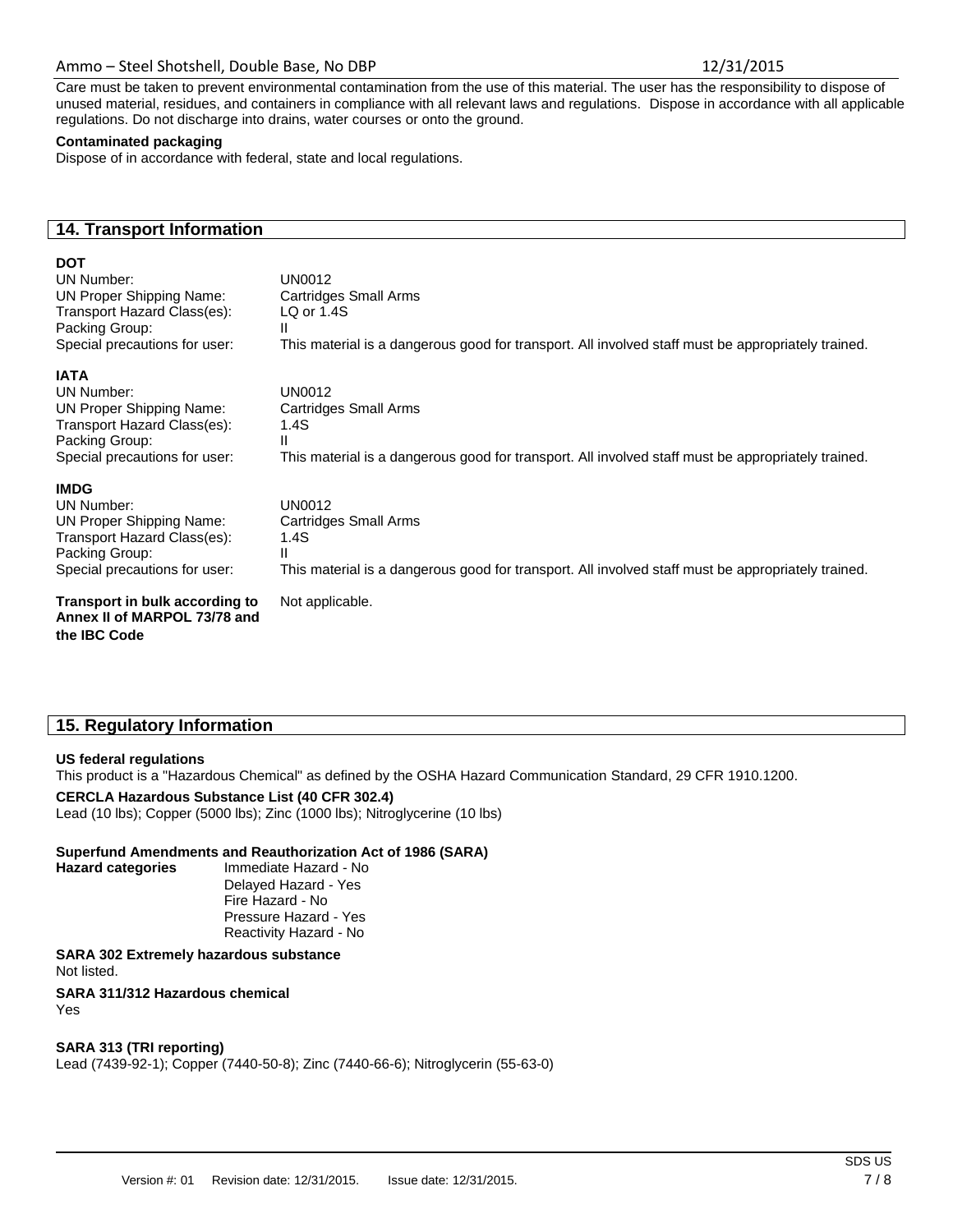Care must be taken to prevent environmental contamination from the use of this material. The user has the responsibility to dispose of unused material, residues, and containers in compliance with all relevant laws and regulations. Dispose in accordance with all applicable regulations. Do not discharge into drains, water courses or onto the ground.

**Contaminated packaging**

Dispose of in accordance with federal, state and local regulations.

## 14. Transport Information

**DOT**

| | |
|---|---|
| UN Number: | UN0012 |
| UN Proper Shipping Name: | Cartridges Small Arms |
| Transport Hazard Class(es): | LQ or 1.4S |
| Packing Group: | II |
| Special precautions for user: | This material is a dangerous good for transport. All involved staff must be appropriately trained. |

**IATA**

| | |
|---|---|
| UN Number: | UN0012 |
| UN Proper Shipping Name: | Cartridges Small Arms |
| Transport Hazard Class(es): | 1.4S |
| Packing Group: | II |
| Special precautions for user: | This material is a dangerous good for transport. All involved staff must be appropriately trained. |

**IMDG**

| | |
|---|---|
| UN Number: | UN0012 |
| UN Proper Shipping Name: | Cartridges Small Arms |
| Transport Hazard Class(es): | 1.4S |
| Packing Group: | II |
| Special precautions for user: | This material is a dangerous good for transport. All involved staff must be appropriately trained. |

**Transport in bulk according to Annex II of MARPOL 73/78 and the IBC Code** Not applicable.

## 15. Regulatory Information

**US federal regulations**

This product is a "Hazardous Chemical" as defined by the OSHA Hazard Communication Standard, 29 CFR 1910.1200.

**CERCLA Hazardous Substance List (40 CFR 302.4)**

Lead (10 lbs); Copper (5000 lbs); Zinc (1000 lbs); Nitroglycerine (10 lbs)

**Superfund Amendments and Reauthorization Act of 1986 (SARA)**

**Hazard categories**

Immediate Hazard - No
Delayed Hazard - Yes
Fire Hazard - No
Pressure Hazard - Yes
Reactivity Hazard - No

**SARA 302 Extremely hazardous substance**

Not listed.

**SARA 311/312 Hazardous chemical**

Yes

**SARA 313 (TRI reporting)**

Lead (7439-92-1); Copper (7440-50-8); Zinc (7440-66-6); Nitroglycerin (55-63-0)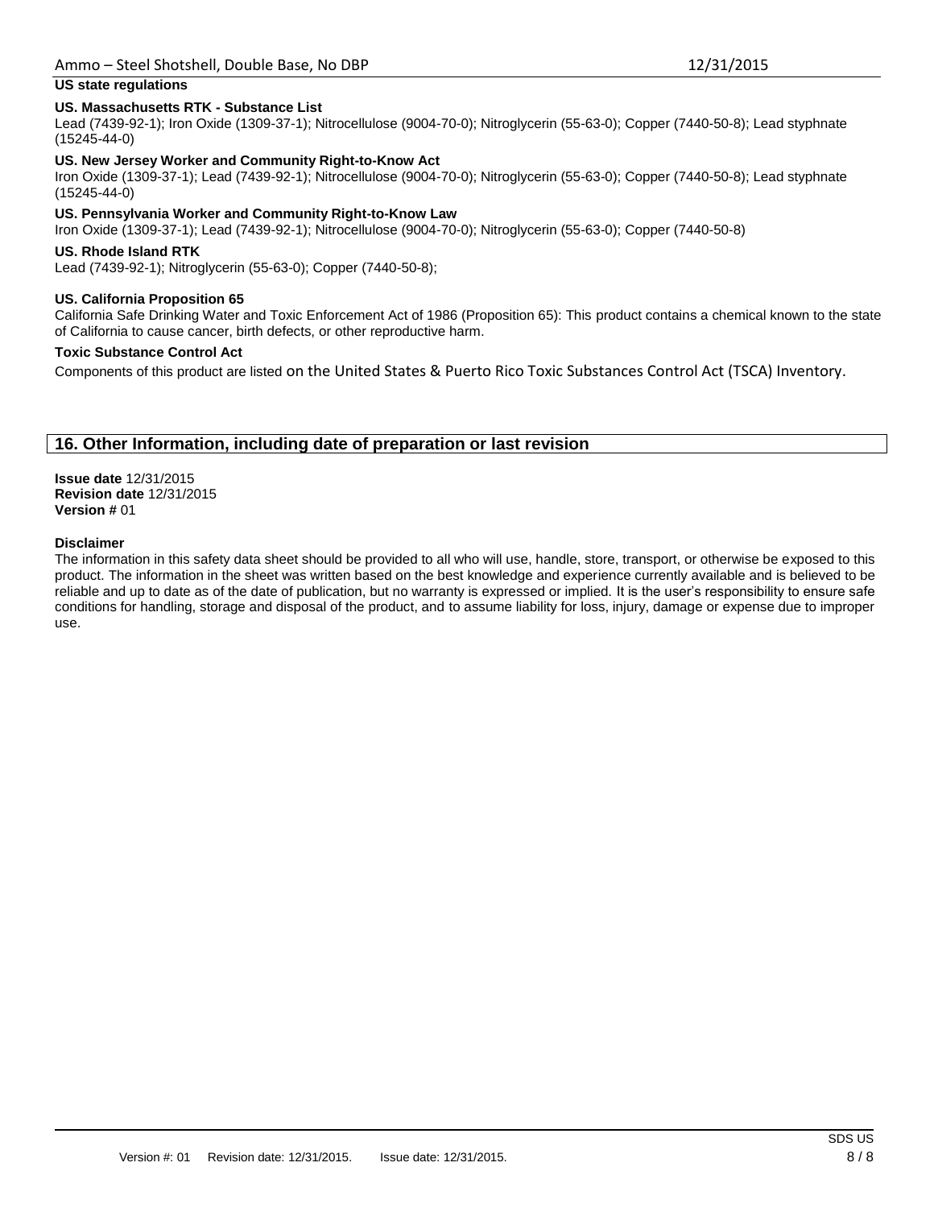**US state regulations**

**US. Massachusetts RTK - Substance List**

Lead (7439-92-1); Iron Oxide (1309-37-1); Nitrocellulose (9004-70-0); Nitroglycerin (55-63-0); Copper (7440-50-8); Lead styphnate (15245-44-0)

**US. New Jersey Worker and Community Right-to-Know Act**

Iron Oxide (1309-37-1); Lead (7439-92-1); Nitrocellulose (9004-70-0); Nitroglycerin (55-63-0); Copper (7440-50-8); Lead styphnate (15245-44-0)

**US. Pennsylvania Worker and Community Right-to-Know Law**

Iron Oxide (1309-37-1); Lead (7439-92-1); Nitrocellulose (9004-70-0); Nitroglycerin (55-63-0); Copper (7440-50-8)

**US. Rhode Island RTK**

Lead (7439-92-1); Nitroglycerin (55-63-0); Copper (7440-50-8);

**US. California Proposition 65**

California Safe Drinking Water and Toxic Enforcement Act of 1986 (Proposition 65): This product contains a chemical known to the state of California to cause cancer, birth defects, or other reproductive harm.

**Toxic Substance Control Act**

Components of this product are listed on the United States & Puerto Rico Toxic Substances Control Act (TSCA) Inventory.

## 16. Other Information, including date of preparation or last revision

**Issue date** 12/31/2015
**Revision date** 12/31/2015
**Version #** 01

**Disclaimer**

The information in this safety data sheet should be provided to all who will use, handle, store, transport, or otherwise be exposed to this product. The information in the sheet was written based on the best knowledge and experience currently available and is believed to be reliable and up to date as of the date of publication, but no warranty is expressed or implied. It is the user's responsibility to ensure safe conditions for handling, storage and disposal of the product, and to assume liability for loss, injury, damage or expense due to improper use.